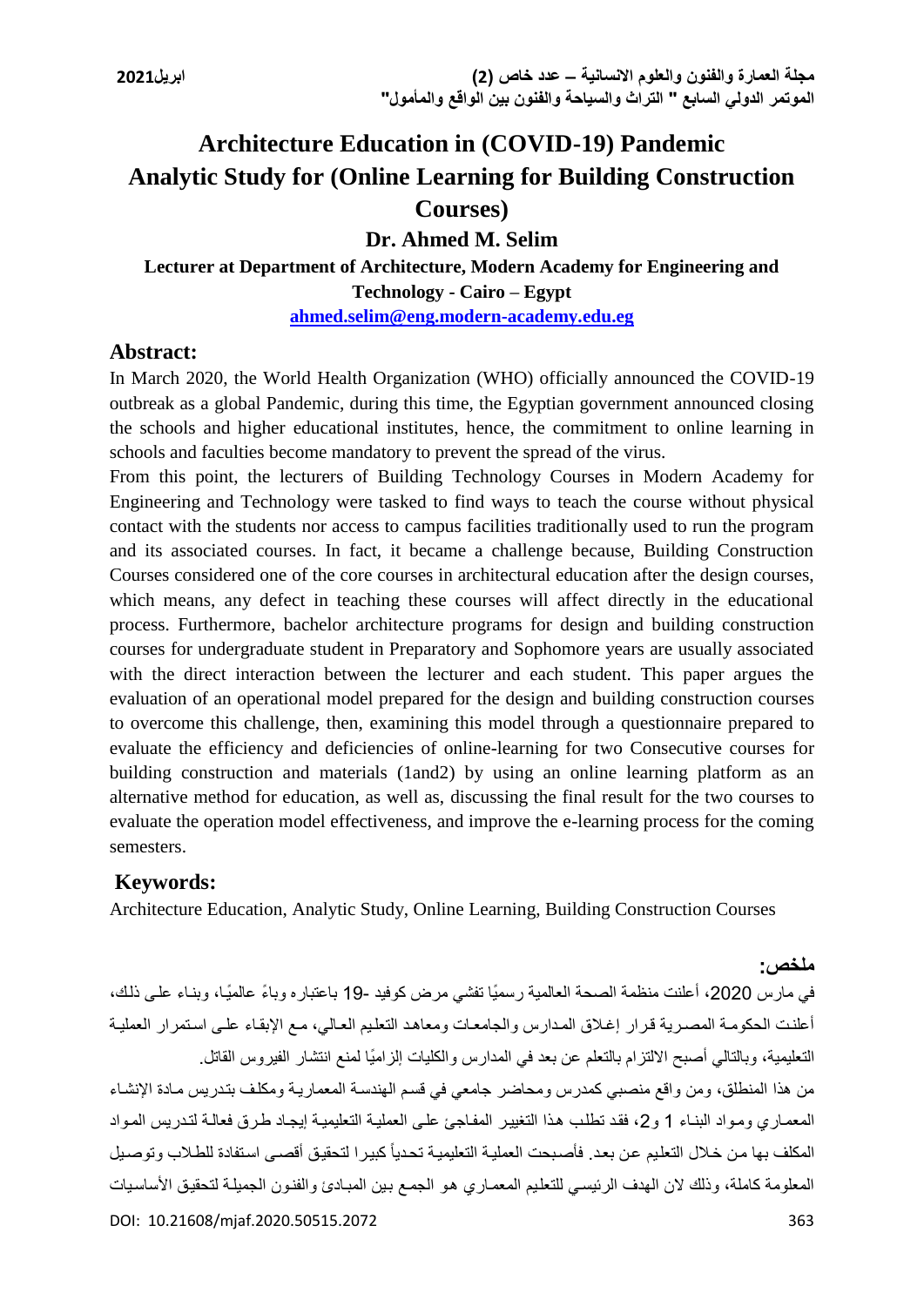# Architecture Education in (COVID-19) Pandemic Analytic Study for (Online Learning for Building Construction Courses)

**Dr. Ahmed M. Selim**

**Lecturer at Department of Architecture, Modern Academy for Engineering and Technology - Cairo – Egypt**

**ahmed.selim@eng.modern-academy.edu.eg**

## Abstract:

In March 2020, the World Health Organization (WHO) officially announced the COVID-19 outbreak as a global Pandemic, during this time, the Egyptian government announced closing the schools and higher educational institutes, hence, the commitment to online learning in schools and faculties become mandatory to prevent the spread of the virus.

From this point, the lecturers of Building Technology Courses in Modern Academy for Engineering and Technology were tasked to find ways to teach the course without physical contact with the students nor access to campus facilities traditionally used to run the program and its associated courses. In fact, it became a challenge because, Building Construction Courses considered one of the core courses in architectural education after the design courses, which means, any defect in teaching these courses will affect directly in the educational process. Furthermore, bachelor architecture programs for design and building construction courses for undergraduate student in Preparatory and Sophomore years are usually associated with the direct interaction between the lecturer and each student. This paper argues the evaluation of an operational model prepared for the design and building construction courses to overcome this challenge, then, examining this model through a questionnaire prepared to evaluate the efficiency and deficiencies of online-learning for two Consecutive courses for building construction and materials (1and2) by using an online learning platform as an alternative method for education, as well as, discussing the final result for the two courses to evaluate the operation model effectiveness, and improve the e-learning process for the coming semesters.

## Keywords:

Architecture Education, Analytic Study, Online Learning, Building Construction Courses

## ملخص:

في مارس 2020، أعلنت منظمة الصحة العالمية رسميًا تفشي مرض كوفيد -19 باعتباره وباءً عالميًا، وبناء على ذلك، أعلنت الحكومة المصرية قرار إغلاق المدارس والجامعات ومعاهد التعليم العالي، مع الإبقاء على استمرار العملية التعليمية، وبالتالي أصبح الالتزام بالتعلم عن بعد في المدارس والكليات إلزاميًا لمنع انتشار الفيروس القاتل.

من هذا المنطلق، ومن واقع منصبي كمدرس ومحاضر جامعي في قسم الهندسة المعمارية ومكلف بتدريس مادة الإنشاء المعماري ومواد البناء 1 و2، فقد تطلب هذا التغيير المفاجئ على العملية التعليمية إيجاد طرق فعالة لتدريس المواد المكلف بها من خلال التعليم عن بعد. فأصبحت العملية التعليمية تحدياً كبيرا لتحقيق أقصى استفادة للطلاب وتوصيل المعلومة كاملة، وذلك لان الهدف الرئيسي للتعليم المعماري هو الجمع بين المبادئ والفنون الجميلة لتحقيق الأساسيات

DOI: 10.21608/mjaf.2020.50515.2072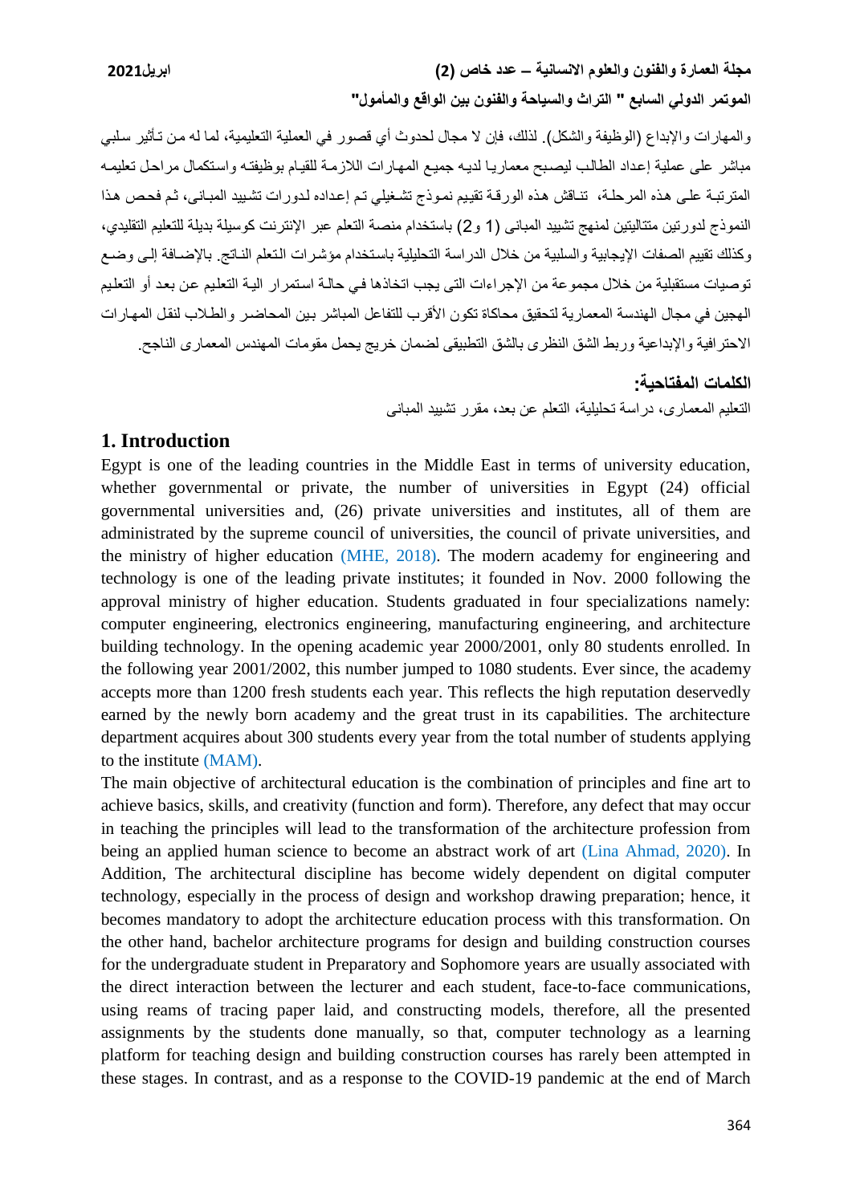والمهارات والإبداع (الوظيفة والشكل). لذلك، فإن لا مجال لحدوث أي قصور في العملية التعليمية، لما له من تـأثير سلبي مباشر على عملية إعداد الطالـب ليصبح معماريا لديه جميع المهـارات اللازمـة للقيـام بوظيفتـه واستكمال مراحـل تعليمـه المترتبـة علـى هذه المرحلـة، تنـاقش هذه الورقـة تقييم نمـوذج تشـغيلي تـم إعداده لـدورات تشـييد المبـانى، ثـم فحـص هذا النموذج لدورتين متتاليتين لمنهج تشييد المبانى (1 و2) باستخدام منصة التعلم عبر الإنترنت كوسيلة بديلة للتعليم التقليدي، وكذلك تقييم الصفات الإيجابية والسلبية من خلال الدراسة التحليلية باستخدام مؤشـرات التعلم النـاتج. بالإضـافة إلـى وضـع توصيات مستقبلية من خلال مجموعة من الإجراءات التى يجب اتخاذها في حالـة استمرار اليـة التعليم عن بعد أو التعليم الهجين في مجال الهندسة المعمارية لتحقيق محاكاة تكون الأقرب للتفاعل المباشر بين المحاضـر والطـلاب لنقل المهـارات الاحترافية والإبداعية وربط الشق النظرى بالشق التطبيقى لضمان خريج يحمل مقومات المهندس المعمارى الناجح.

**الكلمات المفتاحية:**

التعليم المعمارى، دراسة تحليلية، التعلم عن بعد، مقرر تشييد المبانى

## 1. Introduction

Egypt is one of the leading countries in the Middle East in terms of university education, whether governmental or private, the number of universities in Egypt (24) official governmental universities and, (26) private universities and institutes, all of them are administrated by the supreme council of universities, the council of private universities, and the ministry of higher education (MHE, 2018). The modern academy for engineering and technology is one of the leading private institutes; it founded in Nov. 2000 following the approval ministry of higher education. Students graduated in four specializations namely: computer engineering, electronics engineering, manufacturing engineering, and architecture building technology. In the opening academic year 2000/2001, only 80 students enrolled. In the following year 2001/2002, this number jumped to 1080 students. Ever since, the academy accepts more than 1200 fresh students each year. This reflects the high reputation deservedly earned by the newly born academy and the great trust in its capabilities. The architecture department acquires about 300 students every year from the total number of students applying to the institute (MAM).

The main objective of architectural education is the combination of principles and fine art to achieve basics, skills, and creativity (function and form). Therefore, any defect that may occur in teaching the principles will lead to the transformation of the architecture profession from being an applied human science to become an abstract work of art (Lina Ahmad, 2020). In Addition, The architectural discipline has become widely dependent on digital computer technology, especially in the process of design and workshop drawing preparation; hence, it becomes mandatory to adopt the architecture education process with this transformation. On the other hand, bachelor architecture programs for design and building construction courses for the undergraduate student in Preparatory and Sophomore years are usually associated with the direct interaction between the lecturer and each student, face-to-face communications, using reams of tracing paper laid, and constructing models, therefore, all the presented assignments by the students done manually, so that, computer technology as a learning platform for teaching design and building construction courses has rarely been attempted in these stages. In contrast, and as a response to the COVID-19 pandemic at the end of March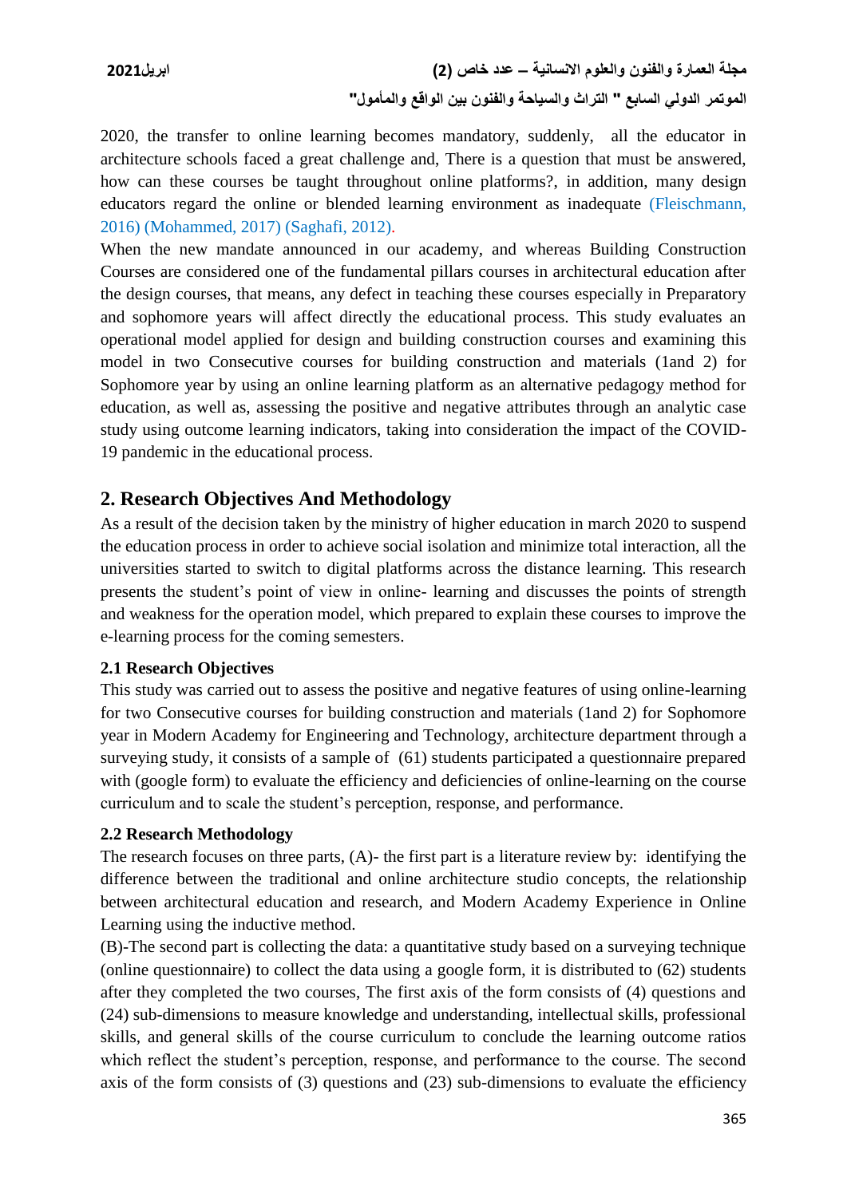2020, the transfer to online learning becomes mandatory, suddenly, all the educator in architecture schools faced a great challenge and, There is a question that must be answered, how can these courses be taught throughout online platforms?, in addition, many design educators regard the online or blended learning environment as inadequate (Fleischmann, 2016) (Mohammed, 2017) (Saghafi, 2012).

When the new mandate announced in our academy, and whereas Building Construction Courses are considered one of the fundamental pillars courses in architectural education after the design courses, that means, any defect in teaching these courses especially in Preparatory and sophomore years will affect directly the educational process. This study evaluates an operational model applied for design and building construction courses and examining this model in two Consecutive courses for building construction and materials (1and 2) for Sophomore year by using an online learning platform as an alternative pedagogy method for education, as well as, assessing the positive and negative attributes through an analytic case study using outcome learning indicators, taking into consideration the impact of the COVID-19 pandemic in the educational process.

## 2. Research Objectives And Methodology

As a result of the decision taken by the ministry of higher education in march 2020 to suspend the education process in order to achieve social isolation and minimize total interaction, all the universities started to switch to digital platforms across the distance learning. This research presents the student's point of view in online- learning and discusses the points of strength and weakness for the operation model, which prepared to explain these courses to improve the e-learning process for the coming semesters.

### 2.1 Research Objectives

This study was carried out to assess the positive and negative features of using online-learning for two Consecutive courses for building construction and materials (1and 2) for Sophomore year in Modern Academy for Engineering and Technology, architecture department through a surveying study, it consists of a sample of (61) students participated a questionnaire prepared with (google form) to evaluate the efficiency and deficiencies of online-learning on the course curriculum and to scale the student's perception, response, and performance.

### 2.2 Research Methodology

The research focuses on three parts, (A)- the first part is a literature review by: identifying the difference between the traditional and online architecture studio concepts, the relationship between architectural education and research, and Modern Academy Experience in Online Learning using the inductive method.

(B)-The second part is collecting the data: a quantitative study based on a surveying technique (online questionnaire) to collect the data using a google form, it is distributed to (62) students after they completed the two courses, The first axis of the form consists of (4) questions and (24) sub-dimensions to measure knowledge and understanding, intellectual skills, professional skills, and general skills of the course curriculum to conclude the learning outcome ratios which reflect the student's perception, response, and performance to the course. The second axis of the form consists of (3) questions and (23) sub-dimensions to evaluate the efficiency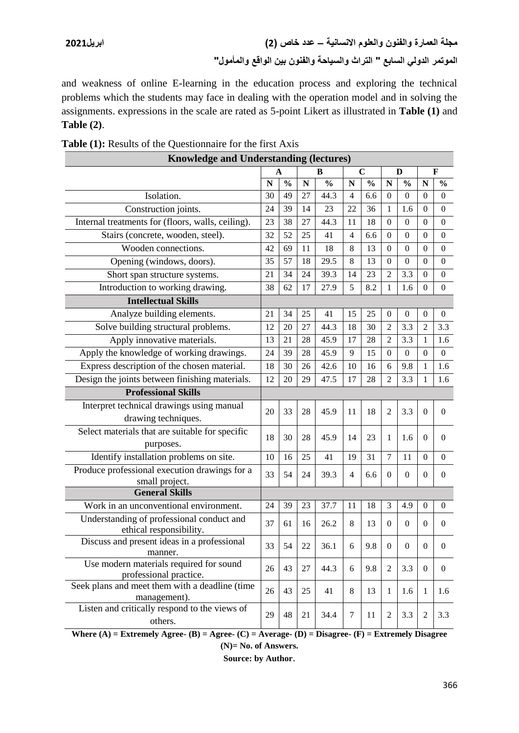and weakness of online E-learning in the education process and exploring the technical problems which the students may face in dealing with the operation model and in solving the assignments. expressions in the scale are rated as 5-point Likert as illustrated in **Table (1)** and **Table (2)**.

**Table (1):** Results of the Questionnaire for the first Axis

| Knowledge and Understanding (lectures) | A | | B | | C | | D | | F | |
|---|---|---|---|---|---|---|---|---|---|---|
| | N | % | N | % | N | % | N | % | N | % |
| Isolation. | 30 | 49 | 27 | 44.3 | 4 | 6.6 | 0 | 0 | 0 | 0 |
| Construction joints. | 24 | 39 | 14 | 23 | 22 | 36 | 1 | 1.6 | 0 | 0 |
| Internal treatments for (floors, walls, ceiling). | 23 | 38 | 27 | 44.3 | 11 | 18 | 0 | 0 | 0 | 0 |
| Stairs (concrete, wooden, steel). | 32 | 52 | 25 | 41 | 4 | 6.6 | 0 | 0 | 0 | 0 |
| Wooden connections. | 42 | 69 | 11 | 18 | 8 | 13 | 0 | 0 | 0 | 0 |
| Opening (windows, doors). | 35 | 57 | 18 | 29.5 | 8 | 13 | 0 | 0 | 0 | 0 |
| Short span structure systems. | 21 | 34 | 24 | 39.3 | 14 | 23 | 2 | 3.3 | 0 | 0 |
| Introduction to working drawing. | 38 | 62 | 17 | 27.9 | 5 | 8.2 | 1 | 1.6 | 0 | 0 |
| **Intellectual Skills** | | | | | | | | | | |
| Analyze building elements. | 21 | 34 | 25 | 41 | 15 | 25 | 0 | 0 | 0 | 0 |
| Solve building structural problems. | 12 | 20 | 27 | 44.3 | 18 | 30 | 2 | 3.3 | 2 | 3.3 |
| Apply innovative materials. | 13 | 21 | 28 | 45.9 | 17 | 28 | 2 | 3.3 | 1 | 1.6 |
| Apply the knowledge of working drawings. | 24 | 39 | 28 | 45.9 | 9 | 15 | 0 | 0 | 0 | 0 |
| Express description of the chosen material. | 18 | 30 | 26 | 42.6 | 10 | 16 | 6 | 9.8 | 1 | 1.6 |
| Design the joints between finishing materials. | 12 | 20 | 29 | 47.5 | 17 | 28 | 2 | 3.3 | 1 | 1.6 |
| **Professional Skills** | | | | | | | | | | |
| Interpret technical drawings using manual drawing techniques. | 20 | 33 | 28 | 45.9 | 11 | 18 | 2 | 3.3 | 0 | 0 |
| Select materials that are suitable for specific purposes. | 18 | 30 | 28 | 45.9 | 14 | 23 | 1 | 1.6 | 0 | 0 |
| Identify installation problems on site. | 10 | 16 | 25 | 41 | 19 | 31 | 7 | 11 | 0 | 0 |
| Produce professional execution drawings for a small project. | 33 | 54 | 24 | 39.3 | 4 | 6.6 | 0 | 0 | 0 | 0 |
| **General Skills** | | | | | | | | | | |
| Work in an unconventional environment. | 24 | 39 | 23 | 37.7 | 11 | 18 | 3 | 4.9 | 0 | 0 |
| Understanding of professional conduct and ethical responsibility. | 37 | 61 | 16 | 26.2 | 8 | 13 | 0 | 0 | 0 | 0 |
| Discuss and present ideas in a professional manner. | 33 | 54 | 22 | 36.1 | 6 | 9.8 | 0 | 0 | 0 | 0 |
| Use modern materials required for sound professional practice. | 26 | 43 | 27 | 44.3 | 6 | 9.8 | 2 | 3.3 | 0 | 0 |
| Seek plans and meet them with a deadline (time management). | 26 | 43 | 25 | 41 | 8 | 13 | 1 | 1.6 | 1 | 1.6 |
| Listen and critically respond to the views of others. | 29 | 48 | 21 | 34.4 | 7 | 11 | 2 | 3.3 | 2 | 3.3 |

**Where (A) = Extremely Agree- (B) = Agree- (C) = Average- (D) = Disagree- (F) = Extremely Disagree**

**(N)= No. of Answers.**

**Source: by Author**.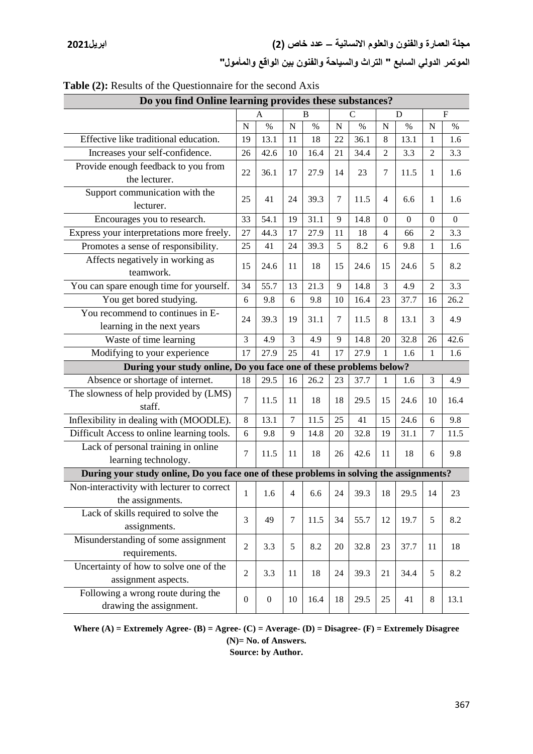**Table (2):** Results of the Questionnaire for the second Axis

| Do you find Online learning provides these substances? | A | | B | | C | | D | | F | |
|---|---|---|---|---|---|---|---|---|---|---|
| | N | % | N | % | N | % | N | % | N | % |
| Effective like traditional education. | 19 | 13.1 | 11 | 18 | 22 | 36.1 | 8 | 13.1 | 1 | 1.6 |
| Increases your self-confidence. | 26 | 42.6 | 10 | 16.4 | 21 | 34.4 | 2 | 3.3 | 2 | 3.3 |
| Provide enough feedback to you from the lecturer. | 22 | 36.1 | 17 | 27.9 | 14 | 23 | 7 | 11.5 | 1 | 1.6 |
| Support communication with the lecturer. | 25 | 41 | 24 | 39.3 | 7 | 11.5 | 4 | 6.6 | 1 | 1.6 |
| Encourages you to research. | 33 | 54.1 | 19 | 31.1 | 9 | 14.8 | 0 | 0 | 0 | 0 |
| Express your interpretations more freely. | 27 | 44.3 | 17 | 27.9 | 11 | 18 | 4 | 66 | 2 | 3.3 |
| Promotes a sense of responsibility. | 25 | 41 | 24 | 39.3 | 5 | 8.2 | 6 | 9.8 | 1 | 1.6 |
| Affects negatively in working as teamwork. | 15 | 24.6 | 11 | 18 | 15 | 24.6 | 15 | 24.6 | 5 | 8.2 |
| You can spare enough time for yourself. | 34 | 55.7 | 13 | 21.3 | 9 | 14.8 | 3 | 4.9 | 2 | 3.3 |
| You get bored studying. | 6 | 9.8 | 6 | 9.8 | 10 | 16.4 | 23 | 37.7 | 16 | 26.2 |
| You recommend to continues in E-learning in the next years | 24 | 39.3 | 19 | 31.1 | 7 | 11.5 | 8 | 13.1 | 3 | 4.9 |
| Waste of time learning | 3 | 4.9 | 3 | 4.9 | 9 | 14.8 | 20 | 32.8 | 26 | 42.6 |
| Modifying to your experience | 17 | 27.9 | 25 | 41 | 17 | 27.9 | 1 | 1.6 | 1 | 1.6 |
| **During your study online, Do you face one of these problems below?** | | | | | | | | | | |
| Absence or shortage of internet. | 18 | 29.5 | 16 | 26.2 | 23 | 37.7 | 1 | 1.6 | 3 | 4.9 |
| The slowness of help provided by (LMS) staff. | 7 | 11.5 | 11 | 18 | 18 | 29.5 | 15 | 24.6 | 10 | 16.4 |
| Inflexibility in dealing with (MOODLE). | 8 | 13.1 | 7 | 11.5 | 25 | 41 | 15 | 24.6 | 6 | 9.8 |
| Difficult Access to online learning tools. | 6 | 9.8 | 9 | 14.8 | 20 | 32.8 | 19 | 31.1 | 7 | 11.5 |
| Lack of personal training in online learning technology. | 7 | 11.5 | 11 | 18 | 26 | 42.6 | 11 | 18 | 6 | 9.8 |
| **During your study online, Do you face one of these problems in solving the assignments?** | | | | | | | | | | |
| Non-interactivity with lecturer to correct the assignments. | 1 | 1.6 | 4 | 6.6 | 24 | 39.3 | 18 | 29.5 | 14 | 23 |
| Lack of skills required to solve the assignments. | 3 | 49 | 7 | 11.5 | 34 | 55.7 | 12 | 19.7 | 5 | 8.2 |
| Misunderstanding of some assignment requirements. | 2 | 3.3 | 5 | 8.2 | 20 | 32.8 | 23 | 37.7 | 11 | 18 |
| Uncertainty of how to solve one of the assignment aspects. | 2 | 3.3 | 11 | 18 | 24 | 39.3 | 21 | 34.4 | 5 | 8.2 |
| Following a wrong route during the drawing the assignment. | 0 | 0 | 10 | 16.4 | 18 | 29.5 | 25 | 41 | 8 | 13.1 |

**Where (A) = Extremely Agree- (B) = Agree- (C) = Average- (D) = Disagree- (F) = Extremely Disagree (N)= No. of Answers.**

**Source: by Author.**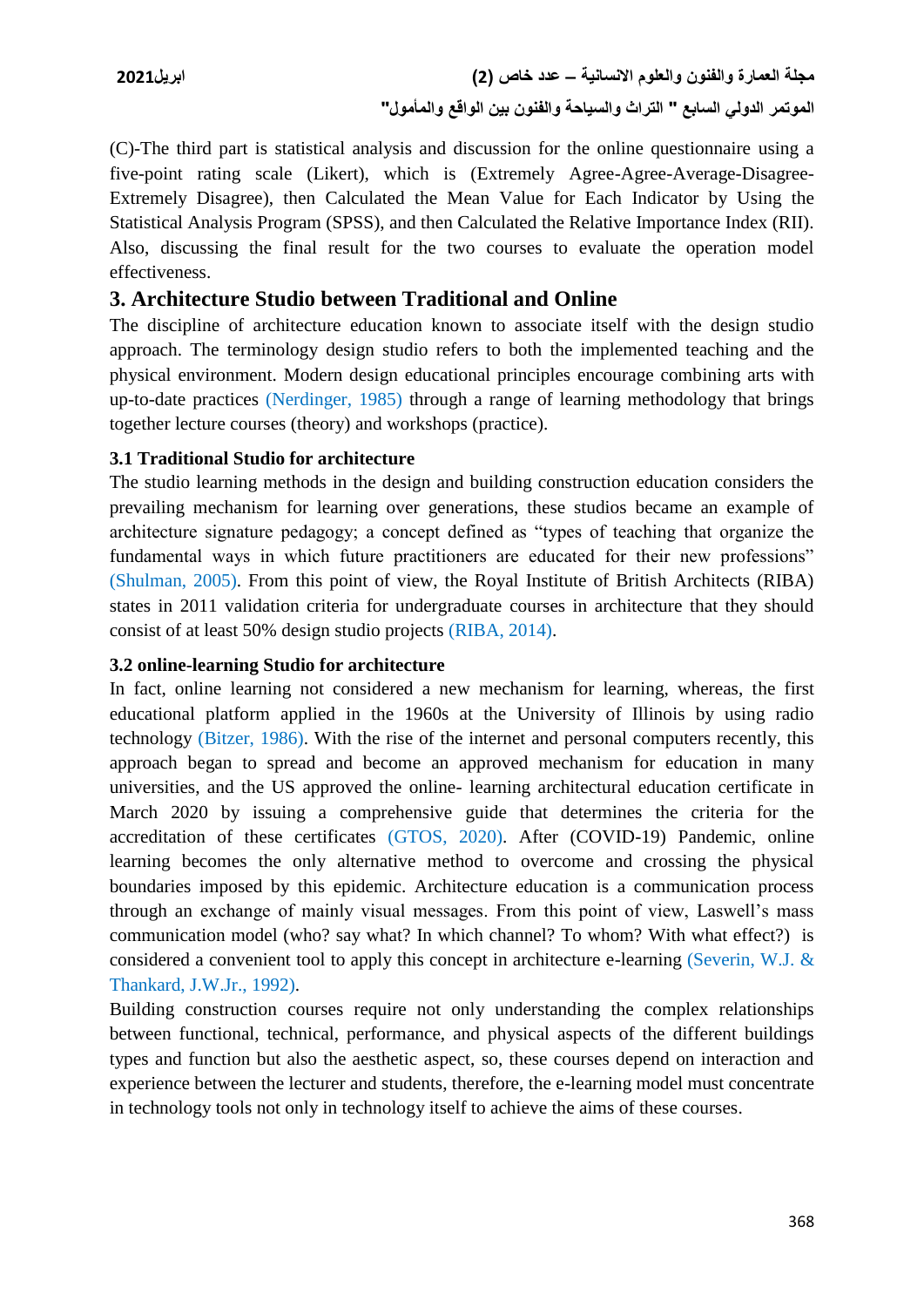(C)-The third part is statistical analysis and discussion for the online questionnaire using a five-point rating scale (Likert), which is (Extremely Agree-Agree-Average-Disagree-Extremely Disagree), then Calculated the Mean Value for Each Indicator by Using the Statistical Analysis Program (SPSS), and then Calculated the Relative Importance Index (RII). Also, discussing the final result for the two courses to evaluate the operation model effectiveness.

## 3. Architecture Studio between Traditional and Online

The discipline of architecture education known to associate itself with the design studio approach. The terminology design studio refers to both the implemented teaching and the physical environment. Modern design educational principles encourage combining arts with up-to-date practices (Nerdinger, 1985) through a range of learning methodology that brings together lecture courses (theory) and workshops (practice).

### 3.1 Traditional Studio for architecture

The studio learning methods in the design and building construction education considers the prevailing mechanism for learning over generations, these studios became an example of architecture signature pedagogy; a concept defined as "types of teaching that organize the fundamental ways in which future practitioners are educated for their new professions" (Shulman, 2005). From this point of view, the Royal Institute of British Architects (RIBA) states in 2011 validation criteria for undergraduate courses in architecture that they should consist of at least 50% design studio projects (RIBA, 2014).

### 3.2 online-learning Studio for architecture

In fact, online learning not considered a new mechanism for learning, whereas, the first educational platform applied in the 1960s at the University of Illinois by using radio technology (Bitzer, 1986). With the rise of the internet and personal computers recently, this approach began to spread and become an approved mechanism for education in many universities, and the US approved the online- learning architectural education certificate in March 2020 by issuing a comprehensive guide that determines the criteria for the accreditation of these certificates (GTOS, 2020). After (COVID-19) Pandemic, online learning becomes the only alternative method to overcome and crossing the physical boundaries imposed by this epidemic. Architecture education is a communication process through an exchange of mainly visual messages. From this point of view, Laswell's mass communication model (who? say what? In which channel? To whom? With what effect?) is considered a convenient tool to apply this concept in architecture e-learning (Severin, W.J. & Thankard, J.W.Jr., 1992).

Building construction courses require not only understanding the complex relationships between functional, technical, performance, and physical aspects of the different buildings types and function but also the aesthetic aspect, so, these courses depend on interaction and experience between the lecturer and students, therefore, the e-learning model must concentrate in technology tools not only in technology itself to achieve the aims of these courses.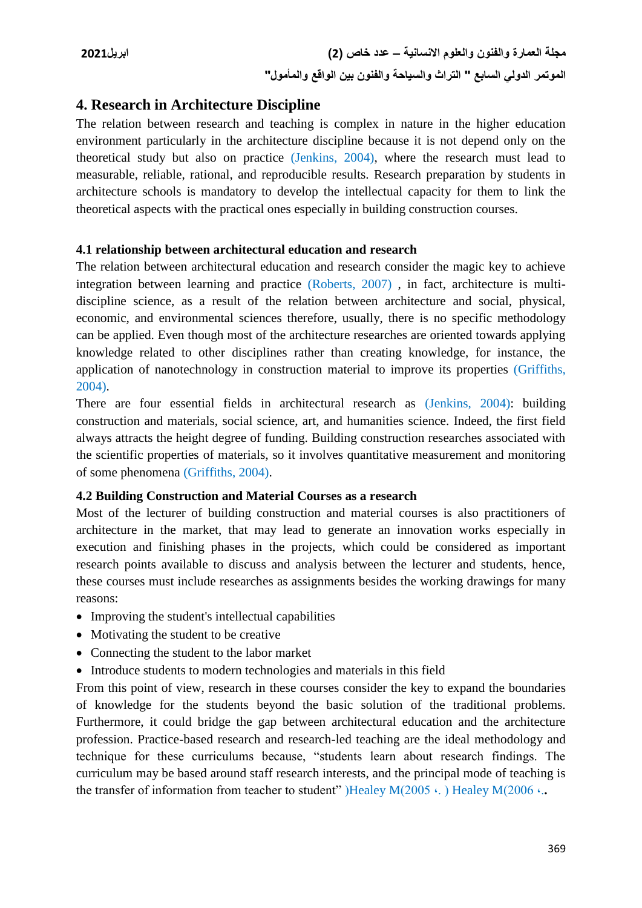## 4. Research in Architecture Discipline

The relation between research and teaching is complex in nature in the higher education environment particularly in the architecture discipline because it is not depend only on the theoretical study but also on practice (Jenkins, 2004), where the research must lead to measurable, reliable, rational, and reproducible results. Research preparation by students in architecture schools is mandatory to develop the intellectual capacity for them to link the theoretical aspects with the practical ones especially in building construction courses.

### 4.1 relationship between architectural education and research

The relation between architectural education and research consider the magic key to achieve integration between learning and practice (Roberts, 2007) , in fact, architecture is multi-discipline science, as a result of the relation between architecture and social, physical, economic, and environmental sciences therefore, usually, there is no specific methodology can be applied. Even though most of the architecture researches are oriented towards applying knowledge related to other disciplines rather than creating knowledge, for instance, the application of nanotechnology in construction material to improve its properties (Griffiths, 2004).

There are four essential fields in architectural research as (Jenkins, 2004): building construction and materials, social science, art, and humanities science. Indeed, the first field always attracts the height degree of funding. Building construction researches associated with the scientific properties of materials, so it involves quantitative measurement and monitoring of some phenomena (Griffiths, 2004).

### 4.2 Building Construction and Material Courses as a research

Most of the lecturer of building construction and material courses is also practitioners of architecture in the market, that may lead to generate an innovation works especially in execution and finishing phases in the projects, which could be considered as important research points available to discuss and analysis between the lecturer and students, hence, these courses must include researches as assignments besides the working drawings for many reasons:

- Improving the student's intellectual capabilities
- Motivating the student to be creative
- Connecting the student to the labor market
- Introduce students to modern technologies and materials in this field

From this point of view, research in these courses consider the key to expand the boundaries of knowledge for the students beyond the basic solution of the traditional problems. Furthermore, it could bridge the gap between architectural education and the architecture profession. Practice-based research and research-led teaching are the ideal methodology and technique for these curriculums because, "students learn about research findings. The curriculum may be based around staff research interests, and the principal mode of teaching is the transfer of information from teacher to student" )Healey M(2005 ،. ) Healey M(2006 ،.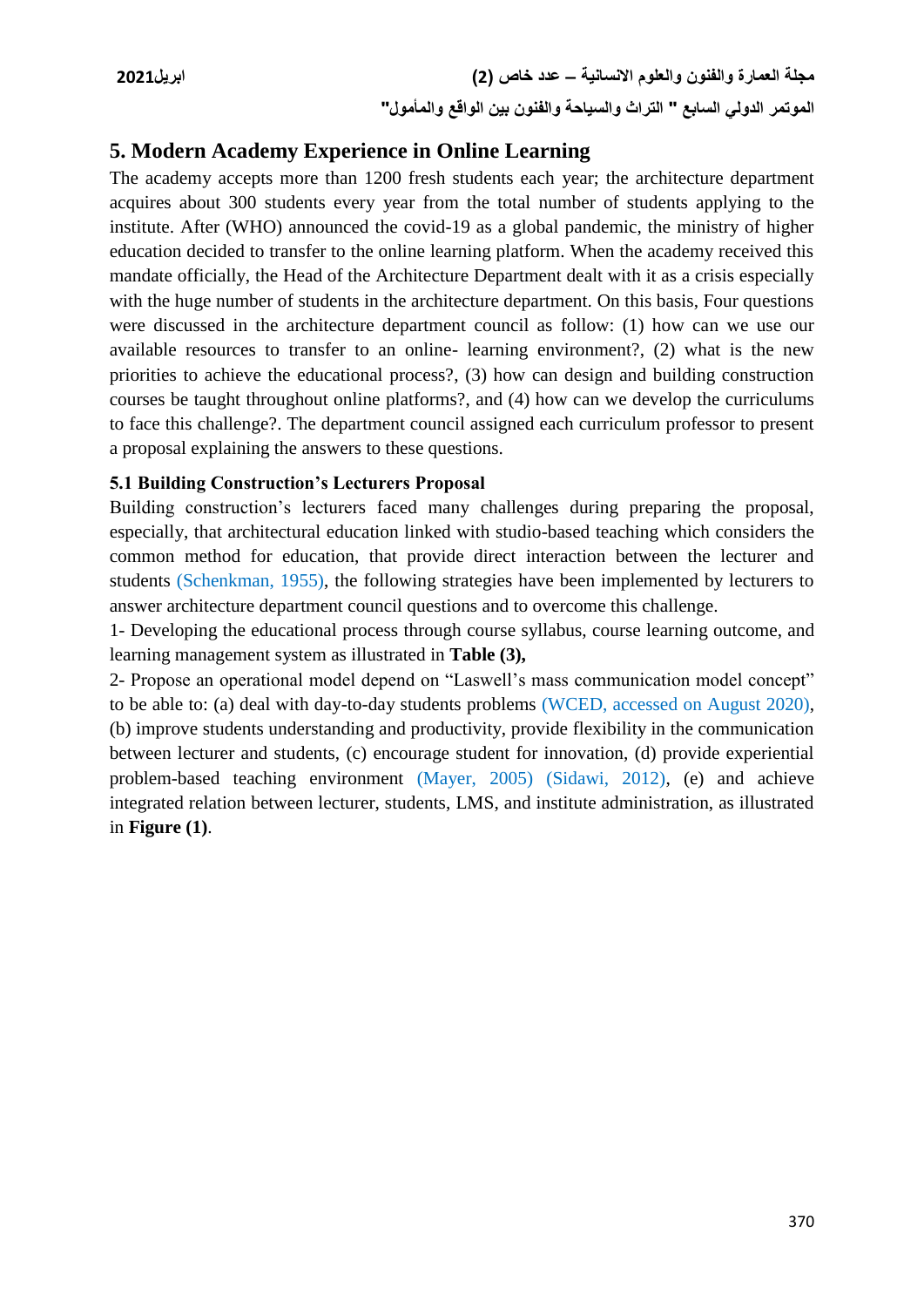## 5. Modern Academy Experience in Online Learning

The academy accepts more than 1200 fresh students each year; the architecture department acquires about 300 students every year from the total number of students applying to the institute. After (WHO) announced the covid-19 as a global pandemic, the ministry of higher education decided to transfer to the online learning platform. When the academy received this mandate officially, the Head of the Architecture Department dealt with it as a crisis especially with the huge number of students in the architecture department. On this basis, Four questions were discussed in the architecture department council as follow: (1) how can we use our available resources to transfer to an online- learning environment?, (2) what is the new priorities to achieve the educational process?, (3) how can design and building construction courses be taught throughout online platforms?, and (4) how can we develop the curriculums to face this challenge?. The department council assigned each curriculum professor to present a proposal explaining the answers to these questions.

### 5.1 Building Construction's Lecturers Proposal

Building construction's lecturers faced many challenges during preparing the proposal, especially, that architectural education linked with studio-based teaching which considers the common method for education, that provide direct interaction between the lecturer and students (Schenkman, 1955), the following strategies have been implemented by lecturers to answer architecture department council questions and to overcome this challenge.

1- Developing the educational process through course syllabus, course learning outcome, and learning management system as illustrated in **Table (3),**

2- Propose an operational model depend on "Laswell's mass communication model concept" to be able to: (a) deal with day-to-day students problems (WCED, accessed on August 2020), (b) improve students understanding and productivity, provide flexibility in the communication between lecturer and students, (c) encourage student for innovation, (d) provide experiential problem-based teaching environment (Mayer, 2005) (Sidawi, 2012), (e) and achieve integrated relation between lecturer, students, LMS, and institute administration, as illustrated in **Figure (1)**.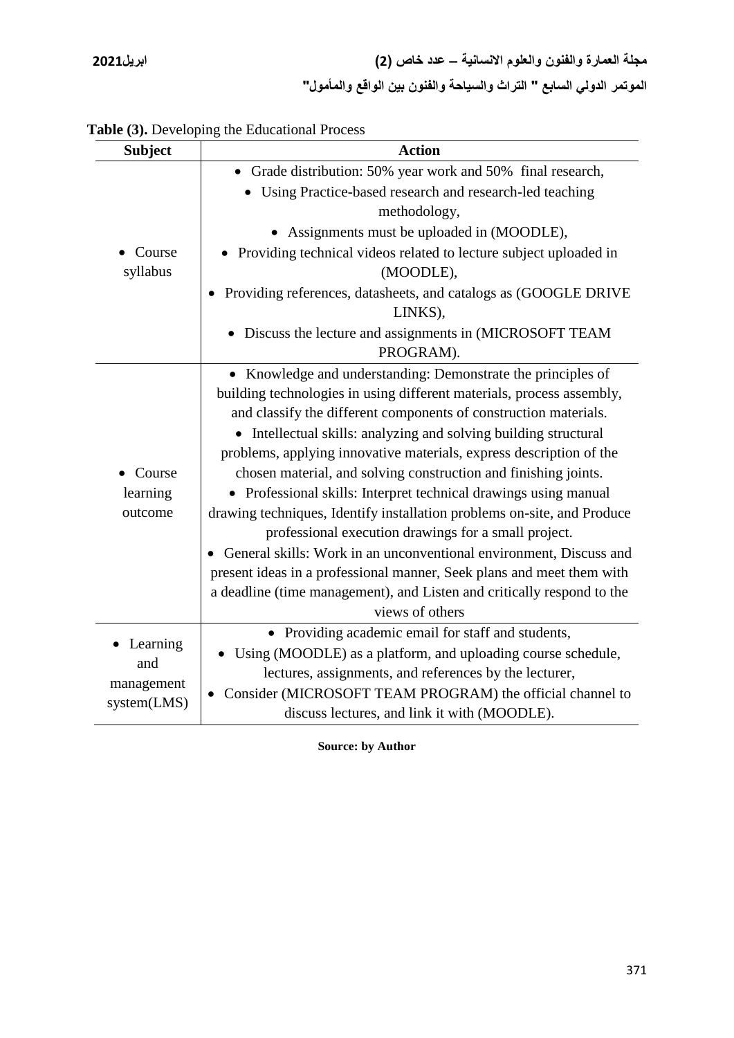**Table (3).** Developing the Educational Process

| Subject | Action |
|---|---|
| • Course syllabus | • Grade distribution: 50% year work and 50% final research, • Using Practice-based research and research-led teaching methodology, • Assignments must be uploaded in (MOODLE), • Providing technical videos related to lecture subject uploaded in (MOODLE), • Providing references, datasheets, and catalogs as (GOOGLE DRIVE LINKS), • Discuss the lecture and assignments in (MICROSOFT TEAM PROGRAM). |
| • Course learning outcome | • Knowledge and understanding: Demonstrate the principles of building technologies in using different materials, process assembly, and classify the different components of construction materials. • Intellectual skills: analyzing and solving building structural problems, applying innovative materials, express description of the chosen material, and solving construction and finishing joints. • Professional skills: Interpret technical drawings using manual drawing techniques, Identify installation problems on-site, and Produce professional execution drawings for a small project. • General skills: Work in an unconventional environment, Discuss and present ideas in a professional manner, Seek plans and meet them with a deadline (time management), and Listen and critically respond to the views of others |
| • Learning and management system(LMS) | • Providing academic email for staff and students, • Using (MOODLE) as a platform, and uploading course schedule, lectures, assignments, and references by the lecturer, • Consider (MICROSOFT TEAM PROGRAM) the official channel to discuss lectures, and link it with (MOODLE). |

**Source: by Author**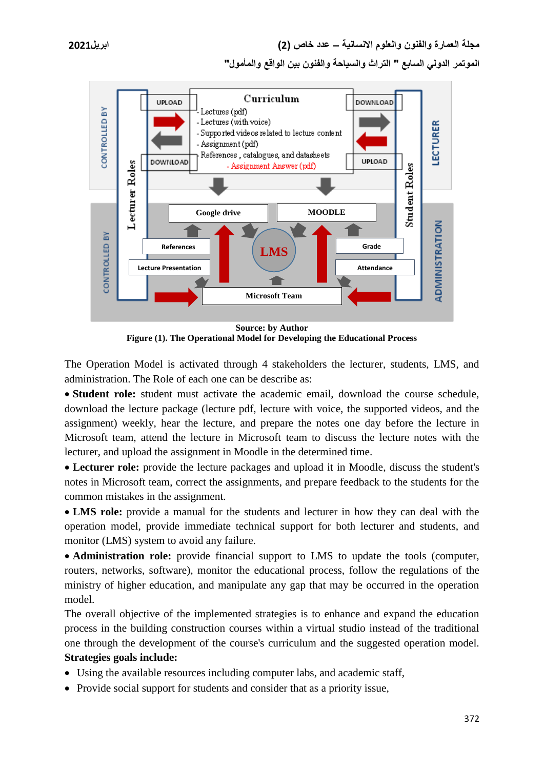CONTROLLED BY

LECTURER

UPLOAD

DOWNLOAD

Curriculum

- Lectures (pdf)
- Lectures (with voice)
- Supported videos related to lecture content
- Assignment (pdf)
- References , catalogues, and datasheets
- Assignment Answer (pdf)

DOWNLOAD

UPLOAD

Lecturer Roles

Student Roles

Google drive

MOODLE

References

Lecture Presentation

LMS

Grade

Attendance

Microsoft Team

CONTROLLED BY

ADMINISTRATION

**Source: by Author**

**Figure (1). The Operational Model for Developing the Educational Process**

The Operation Model is activated through 4 stakeholders the lecturer, students, LMS, and administration. The Role of each one can be describe as:

- **Student role:** student must activate the academic email, download the course schedule, download the lecture package (lecture pdf, lecture with voice, the supported videos, and the assignment) weekly, hear the lecture, and prepare the notes one day before the lecture in Microsoft team, attend the lecture in Microsoft team to discuss the lecture notes with the lecturer, and upload the assignment in Moodle in the determined time.
- **Lecturer role:** provide the lecture packages and upload it in Moodle, discuss the student's notes in Microsoft team, correct the assignments, and prepare feedback to the students for the common mistakes in the assignment.
- **LMS role:** provide a manual for the students and lecturer in how they can deal with the operation model, provide immediate technical support for both lecturer and students, and monitor (LMS) system to avoid any failure.
- **Administration role:** provide financial support to LMS to update the tools (computer, routers, networks, software), monitor the educational process, follow the regulations of the ministry of higher education, and manipulate any gap that may be occurred in the operation model.

The overall objective of the implemented strategies is to enhance and expand the education process in the building construction courses within a virtual studio instead of the traditional one through the development of the course's curriculum and the suggested operation model.

**Strategies goals include:**

- Using the available resources including computer labs, and academic staff,
- Provide social support for students and consider that as a priority issue,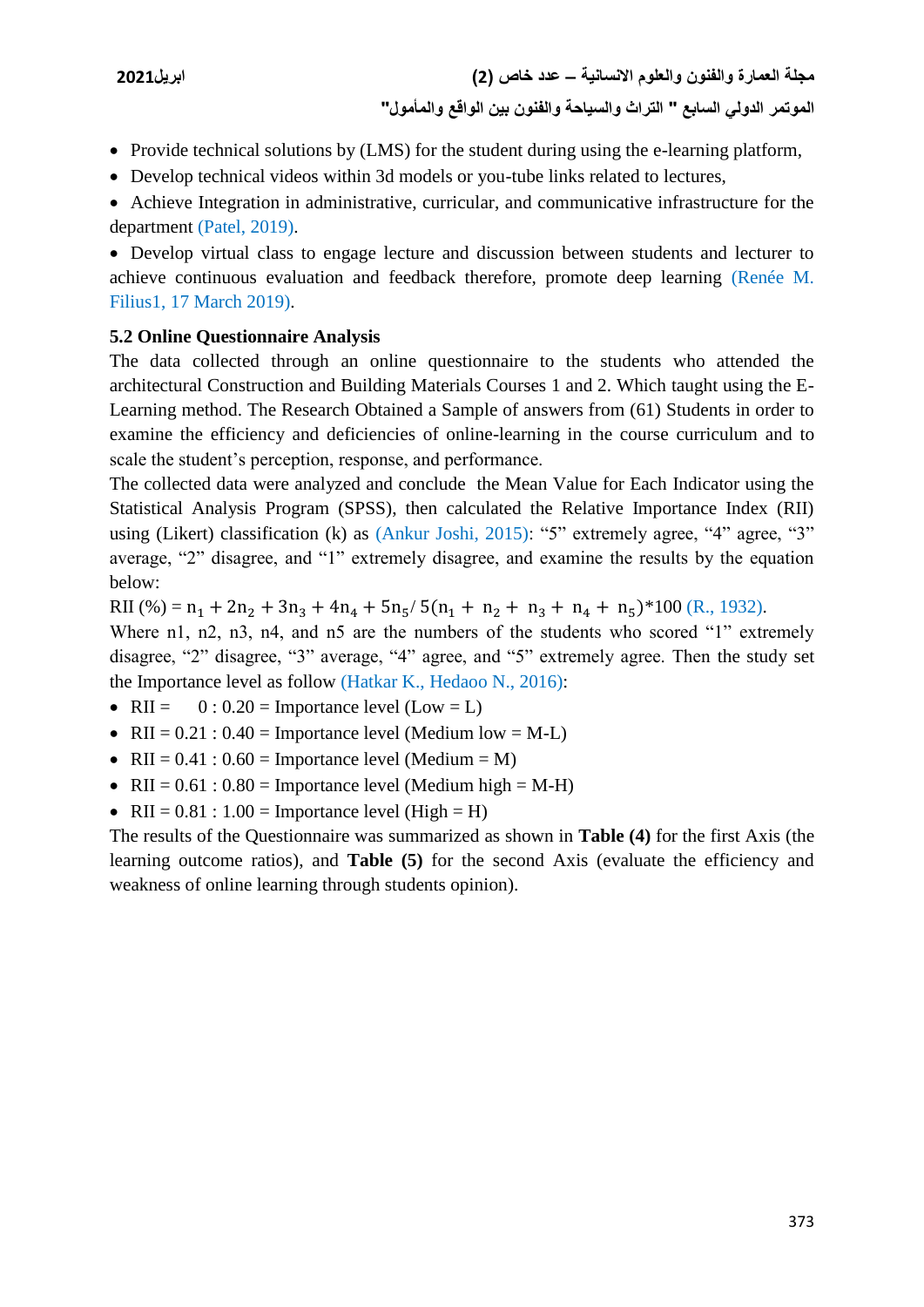- Provide technical solutions by (LMS) for the student during using the e-learning platform,
- Develop technical videos within 3d models or you-tube links related to lectures,
- Achieve Integration in administrative, curricular, and communicative infrastructure for the department (Patel, 2019).
- Develop virtual class to engage lecture and discussion between students and lecturer to achieve continuous evaluation and feedback therefore, promote deep learning (Renée M. Filius1, 17 March 2019).

### 5.2 Online Questionnaire Analysis

The data collected through an online questionnaire to the students who attended the architectural Construction and Building Materials Courses 1 and 2. Which taught using the E-Learning method. The Research Obtained a Sample of answers from (61) Students in order to examine the efficiency and deficiencies of online-learning in the course curriculum and to scale the student's perception, response, and performance.

The collected data were analyzed and conclude the Mean Value for Each Indicator using the Statistical Analysis Program (SPSS), then calculated the Relative Importance Index (RII) using (Likert) classification (k) as (Ankur Joshi, 2015): "5" extremely agree, "4" agree, "3" average, "2" disagree, and "1" extremely disagree, and examine the results by the equation below:

RII (%) = $n_1 + 2n_2 + 3n_3 + 4n_4 + 5n_5 / 5(n_1 + n_2 + n_3 + n_4 + n_5)$*100 (R., 1932).

Where n1, n2, n3, n4, and n5 are the numbers of the students who scored "1" extremely disagree, "2" disagree, "3" average, "4" agree, and "5" extremely agree. Then the study set the Importance level as follow (Hatkar K., Hedaoo N., 2016):

- RII = 0 : 0.20 = Importance level (Low = L)
- RII = 0.21 : 0.40 = Importance level (Medium low = M-L)
- RII = 0.41 : 0.60 = Importance level (Medium = M)
- RII = 0.61 : 0.80 = Importance level (Medium high = M-H)
- RII = 0.81 : 1.00 = Importance level (High = H)

The results of the Questionnaire was summarized as shown in **Table (4)** for the first Axis (the learning outcome ratios), and **Table (5)** for the second Axis (evaluate the efficiency and weakness of online learning through students opinion).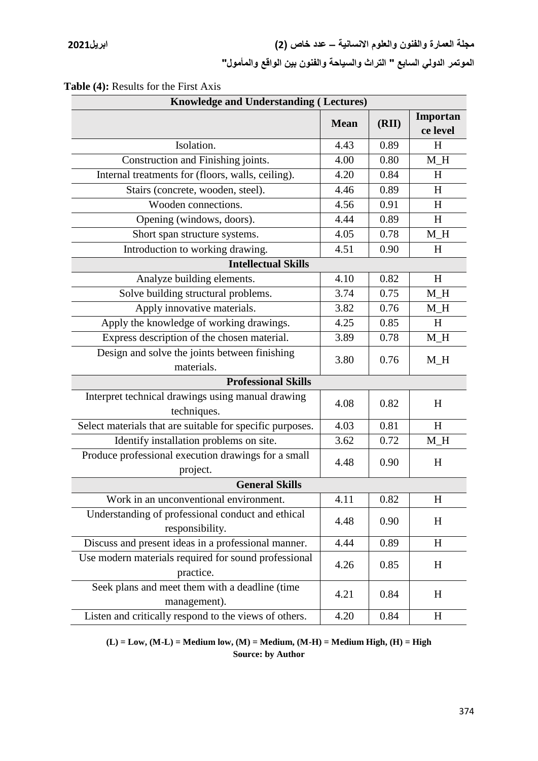**Table (4):** Results for the First Axis

| Knowledge and Understanding ( Lectures) | | | |
|---|---|---|---|
| | **Mean** | **(RII)** | **Importance level** |
| Isolation. | 4.43 | 0.89 | H |
| Construction and Finishing joints. | 4.00 | 0.80 | M_H |
| Internal treatments for (floors, walls, ceiling). | 4.20 | 0.84 | H |
| Stairs (concrete, wooden, steel). | 4.46 | 0.89 | H |
| Wooden connections. | 4.56 | 0.91 | H |
| Opening (windows, doors). | 4.44 | 0.89 | H |
| Short span structure systems. | 4.05 | 0.78 | M_H |
| Introduction to working drawing. | 4.51 | 0.90 | H |
| **Intellectual Skills** | | | |
| Analyze building elements. | 4.10 | 0.82 | H |
| Solve building structural problems. | 3.74 | 0.75 | M_H |
| Apply innovative materials. | 3.82 | 0.76 | M_H |
| Apply the knowledge of working drawings. | 4.25 | 0.85 | H |
| Express description of the chosen material. | 3.89 | 0.78 | M_H |
| Design and solve the joints between finishing materials. | 3.80 | 0.76 | M_H |
| **Professional Skills** | | | |
| Interpret technical drawings using manual drawing techniques. | 4.08 | 0.82 | H |
| Select materials that are suitable for specific purposes. | 4.03 | 0.81 | H |
| Identify installation problems on site. | 3.62 | 0.72 | M_H |
| Produce professional execution drawings for a small project. | 4.48 | 0.90 | H |
| **General Skills** | | | |
| Work in an unconventional environment. | 4.11 | 0.82 | H |
| Understanding of professional conduct and ethical responsibility. | 4.48 | 0.90 | H |
| Discuss and present ideas in a professional manner. | 4.44 | 0.89 | H |
| Use modern materials required for sound professional practice. | 4.26 | 0.85 | H |
| Seek plans and meet them with a deadline (time management). | 4.21 | 0.84 | H |
| Listen and critically respond to the views of others. | 4.20 | 0.84 | H |

**(L) = Low, (M-L) = Medium low, (M) = Medium, (M-H) = Medium High, (H) = High**

**Source: by Author**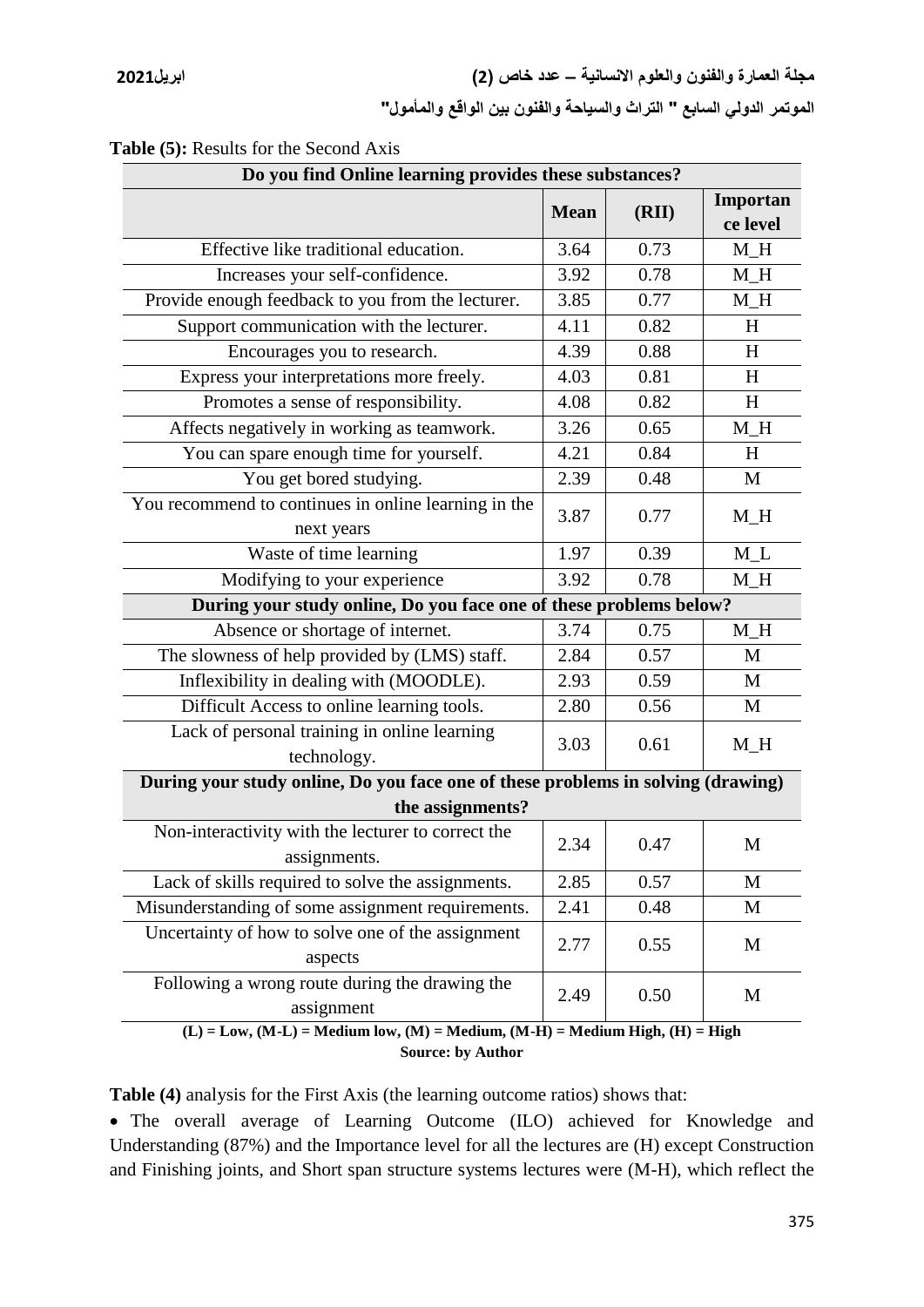**Table (5):** Results for the Second Axis

| Do you find Online learning provides these substances? | | | |
|---|---|---|---|
| | **Mean** | **(RII)** | **Importance level** |
| Effective like traditional education. | 3.64 | 0.73 | M_H |
| Increases your self-confidence. | 3.92 | 0.78 | M_H |
| Provide enough feedback to you from the lecturer. | 3.85 | 0.77 | M_H |
| Support communication with the lecturer. | 4.11 | 0.82 | H |
| Encourages you to research. | 4.39 | 0.88 | H |
| Express your interpretations more freely. | 4.03 | 0.81 | H |
| Promotes a sense of responsibility. | 4.08 | 0.82 | H |
| Affects negatively in working as teamwork. | 3.26 | 0.65 | M_H |
| You can spare enough time for yourself. | 4.21 | 0.84 | H |
| You get bored studying. | 2.39 | 0.48 | M |
| You recommend to continues in online learning in the next years | 3.87 | 0.77 | M_H |
| Waste of time learning | 1.97 | 0.39 | M_L |
| Modifying to your experience | 3.92 | 0.78 | M_H |
| **During your study online, Do you face one of these problems below?** | | | |
| Absence or shortage of internet. | 3.74 | 0.75 | M_H |
| The slowness of help provided by (LMS) staff. | 2.84 | 0.57 | M |
| Inflexibility in dealing with (MOODLE). | 2.93 | 0.59 | M |
| Difficult Access to online learning tools. | 2.80 | 0.56 | M |
| Lack of personal training in online learning technology. | 3.03 | 0.61 | M_H |
| **During your study online, Do you face one of these problems in solving (drawing) the assignments?** | | | |
| Non-interactivity with the lecturer to correct the assignments. | 2.34 | 0.47 | M |
| Lack of skills required to solve the assignments. | 2.85 | 0.57 | M |
| Misunderstanding of some assignment requirements. | 2.41 | 0.48 | M |
| Uncertainty of how to solve one of the assignment aspects | 2.77 | 0.55 | M |
| Following a wrong route during the drawing the assignment | 2.49 | 0.50 | M |

**(L) = Low, (M-L) = Medium low, (M) = Medium, (M-H) = Medium High, (H) = High**

**Source: by Author**

**Table (4)** analysis for the First Axis (the learning outcome ratios) shows that:

- The overall average of Learning Outcome (ILO) achieved for Knowledge and Understanding (87%) and the Importance level for all the lectures are (H) except Construction and Finishing joints, and Short span structure systems lectures were (M-H), which reflect the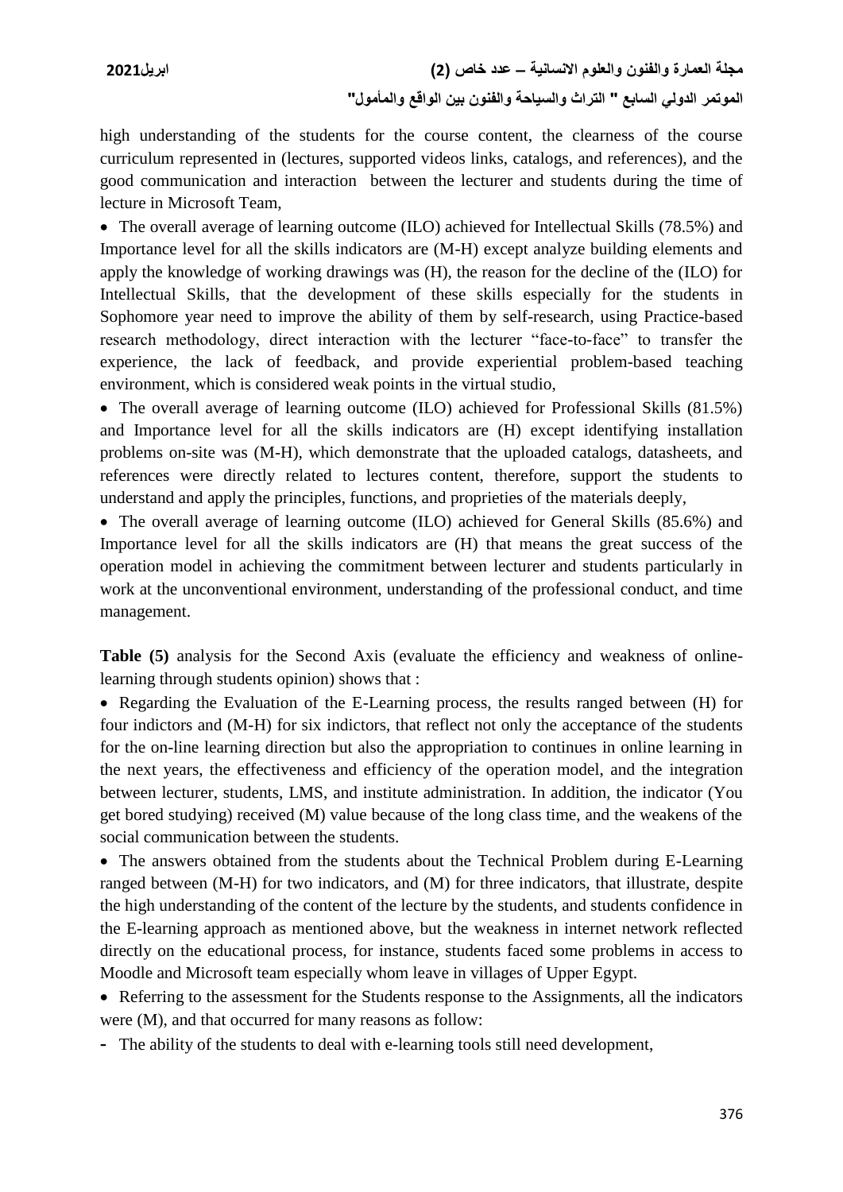high understanding of the students for the course content, the clearness of the course curriculum represented in (lectures, supported videos links, catalogs, and references), and the good communication and interaction between the lecturer and students during the time of lecture in Microsoft Team,

- The overall average of learning outcome (ILO) achieved for Intellectual Skills (78.5%) and Importance level for all the skills indicators are (M-H) except analyze building elements and apply the knowledge of working drawings was (H), the reason for the decline of the (ILO) for Intellectual Skills, that the development of these skills especially for the students in Sophomore year need to improve the ability of them by self-research, using Practice-based research methodology, direct interaction with the lecturer "face-to-face" to transfer the experience, the lack of feedback, and provide experiential problem-based teaching environment, which is considered weak points in the virtual studio,
- The overall average of learning outcome (ILO) achieved for Professional Skills (81.5%) and Importance level for all the skills indicators are (H) except identifying installation problems on-site was (M-H), which demonstrate that the uploaded catalogs, datasheets, and references were directly related to lectures content, therefore, support the students to understand and apply the principles, functions, and proprieties of the materials deeply,
- The overall average of learning outcome (ILO) achieved for General Skills (85.6%) and Importance level for all the skills indicators are (H) that means the great success of the operation model in achieving the commitment between lecturer and students particularly in work at the unconventional environment, understanding of the professional conduct, and time management.

**Table (5)** analysis for the Second Axis (evaluate the efficiency and weakness of online-learning through students opinion) shows that :

- Regarding the Evaluation of the E-Learning process, the results ranged between (H) for four indictors and (M-H) for six indictors, that reflect not only the acceptance of the students for the on-line learning direction but also the appropriation to continues in online learning in the next years, the effectiveness and efficiency of the operation model, and the integration between lecturer, students, LMS, and institute administration. In addition, the indicator (You get bored studying) received (M) value because of the long class time, and the weakens of the social communication between the students.
- The answers obtained from the students about the Technical Problem during E-Learning ranged between (M-H) for two indicators, and (M) for three indicators, that illustrate, despite the high understanding of the content of the lecture by the students, and students confidence in the E-learning approach as mentioned above, but the weakness in internet network reflected directly on the educational process, for instance, students faced some problems in access to Moodle and Microsoft team especially whom leave in villages of Upper Egypt.
- Referring to the assessment for the Students response to the Assignments, all the indicators were (M), and that occurred for many reasons as follow:

- The ability of the students to deal with e-learning tools still need development,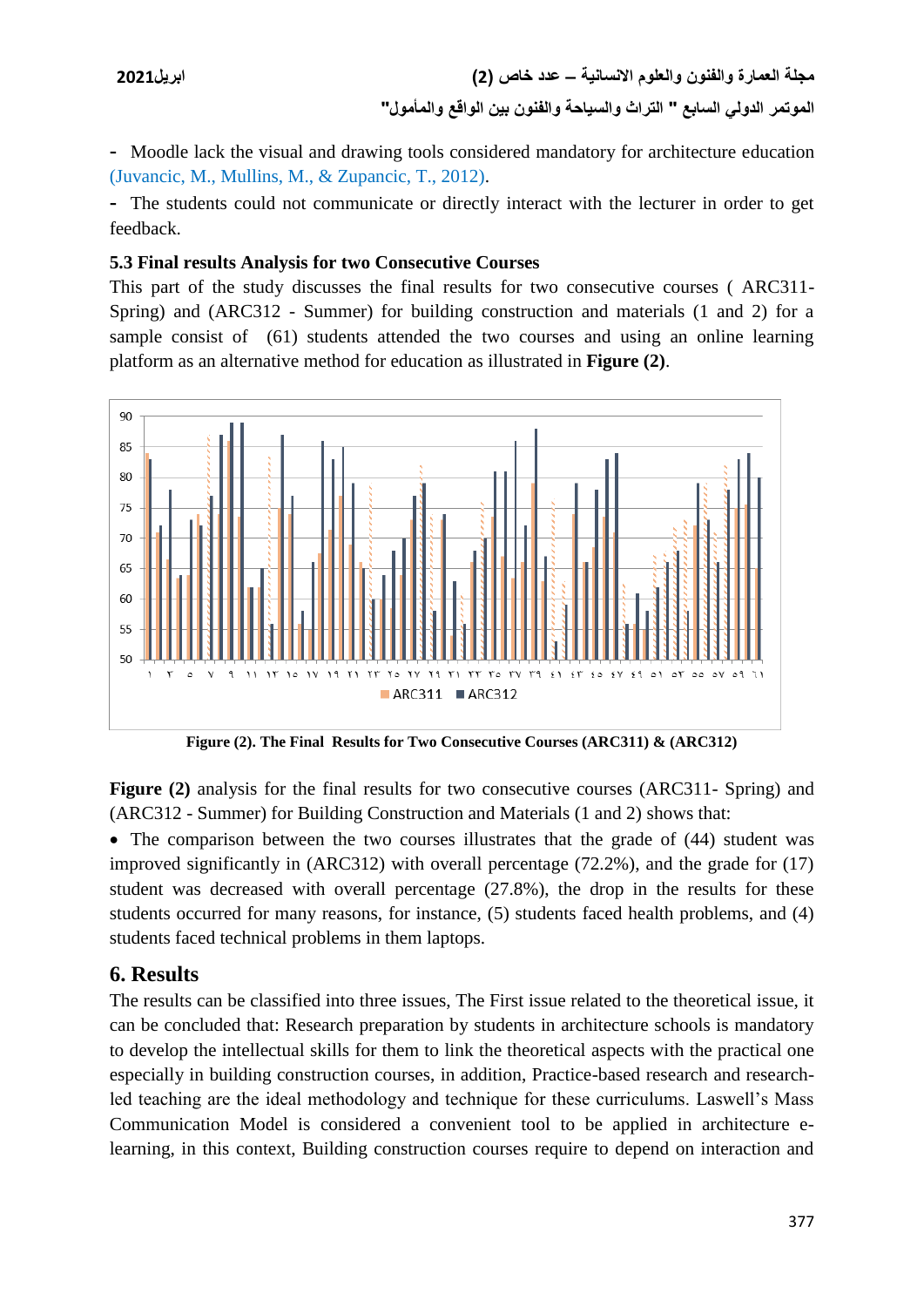- Moodle lack the visual and drawing tools considered mandatory for architecture education (Juvancic, M., Mullins, M., & Zupancic, T., 2012).

- The students could not communicate or directly interact with the lecturer in order to get feedback.

### 5.3 Final results Analysis for two Consecutive Courses

This part of the study discusses the final results for two consecutive courses ( ARC311- Spring) and (ARC312 - Summer) for building construction and materials (1 and 2) for a sample consist of (61) students attended the two courses and using an online learning platform as an alternative method for education as illustrated in **Figure (2)**.

90
85
80
75
70
65
60
55
50

١ ٣ ٥ ٧ ٩ ١١ ١٣ ١٥ ١٧ ١٩ ٢١ ٢٣ ٢٥ ٢٧ ٢٩ ٣١ ٣٣ ٣٥ ٣٧ ٣٩ ٤١ ٤٣ ٤٥ ٤٧ ٤٩ ٥١ ٥٣ ٥٥ ٥٧ ٥٩ ٦١

ARC311 ARC312

**Figure (2). The Final Results for Two Consecutive Courses (ARC311) & (ARC312)**

**Figure (2)** analysis for the final results for two consecutive courses (ARC311- Spring) and (ARC312 - Summer) for Building Construction and Materials (1 and 2) shows that:

- The comparison between the two courses illustrates that the grade of (44) student was improved significantly in (ARC312) with overall percentage (72.2%), and the grade for (17) student was decreased with overall percentage (27.8%), the drop in the results for these students occurred for many reasons, for instance, (5) students faced health problems, and (4) students faced technical problems in them laptops.

## 6. Results

The results can be classified into three issues, The First issue related to the theoretical issue, it can be concluded that: Research preparation by students in architecture schools is mandatory to develop the intellectual skills for them to link the theoretical aspects with the practical one especially in building construction courses, in addition, Practice-based research and research-led teaching are the ideal methodology and technique for these curriculums. Laswell's Mass Communication Model is considered a convenient tool to be applied in architecture e-learning, in this context, Building construction courses require to depend on interaction and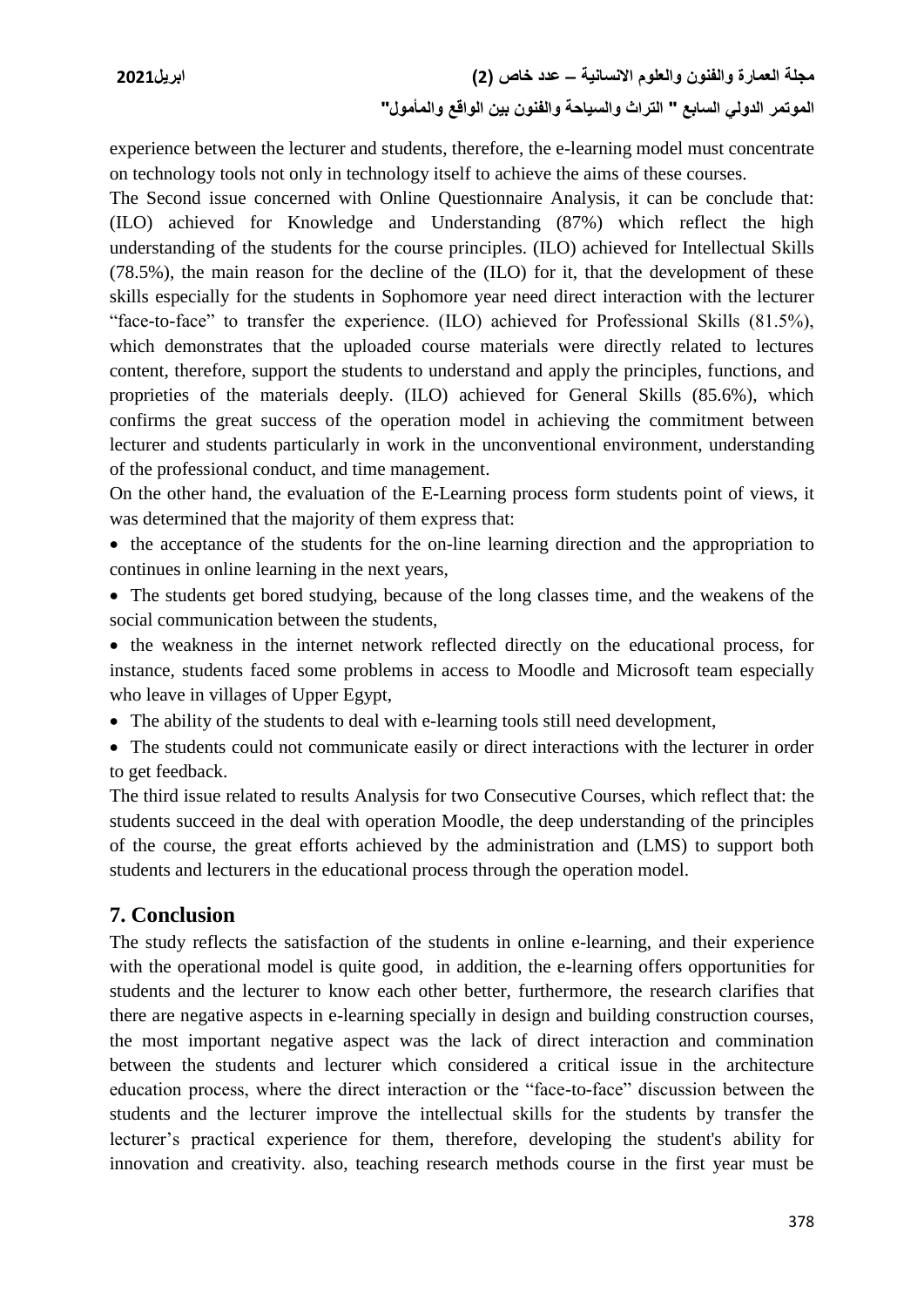experience between the lecturer and students, therefore, the e-learning model must concentrate on technology tools not only in technology itself to achieve the aims of these courses.

The Second issue concerned with Online Questionnaire Analysis, it can be conclude that: (ILO) achieved for Knowledge and Understanding (87%) which reflect the high understanding of the students for the course principles. (ILO) achieved for Intellectual Skills (78.5%), the main reason for the decline of the (ILO) for it, that the development of these skills especially for the students in Sophomore year need direct interaction with the lecturer "face-to-face" to transfer the experience. (ILO) achieved for Professional Skills (81.5%), which demonstrates that the uploaded course materials were directly related to lectures content, therefore, support the students to understand and apply the principles, functions, and proprieties of the materials deeply. (ILO) achieved for General Skills (85.6%), which confirms the great success of the operation model in achieving the commitment between lecturer and students particularly in work in the unconventional environment, understanding of the professional conduct, and time management.

On the other hand, the evaluation of the E-Learning process form students point of views, it was determined that the majority of them express that:

- the acceptance of the students for the on-line learning direction and the appropriation to continues in online learning in the next years,
- The students get bored studying, because of the long classes time, and the weakens of the social communication between the students,
- the weakness in the internet network reflected directly on the educational process, for instance, students faced some problems in access to Moodle and Microsoft team especially who leave in villages of Upper Egypt,
- The ability of the students to deal with e-learning tools still need development,
- The students could not communicate easily or direct interactions with the lecturer in order to get feedback.

The third issue related to results Analysis for two Consecutive Courses, which reflect that: the students succeed in the deal with operation Moodle, the deep understanding of the principles of the course, the great efforts achieved by the administration and (LMS) to support both students and lecturers in the educational process through the operation model.

## 7. Conclusion

The study reflects the satisfaction of the students in online e-learning, and their experience with the operational model is quite good, in addition, the e-learning offers opportunities for students and the lecturer to know each other better, furthermore, the research clarifies that there are negative aspects in e-learning specially in design and building construction courses, the most important negative aspect was the lack of direct interaction and commination between the students and lecturer which considered a critical issue in the architecture education process, where the direct interaction or the "face-to-face" discussion between the students and the lecturer improve the intellectual skills for the students by transfer the lecturer's practical experience for them, therefore, developing the student's ability for innovation and creativity. also, teaching research methods course in the first year must be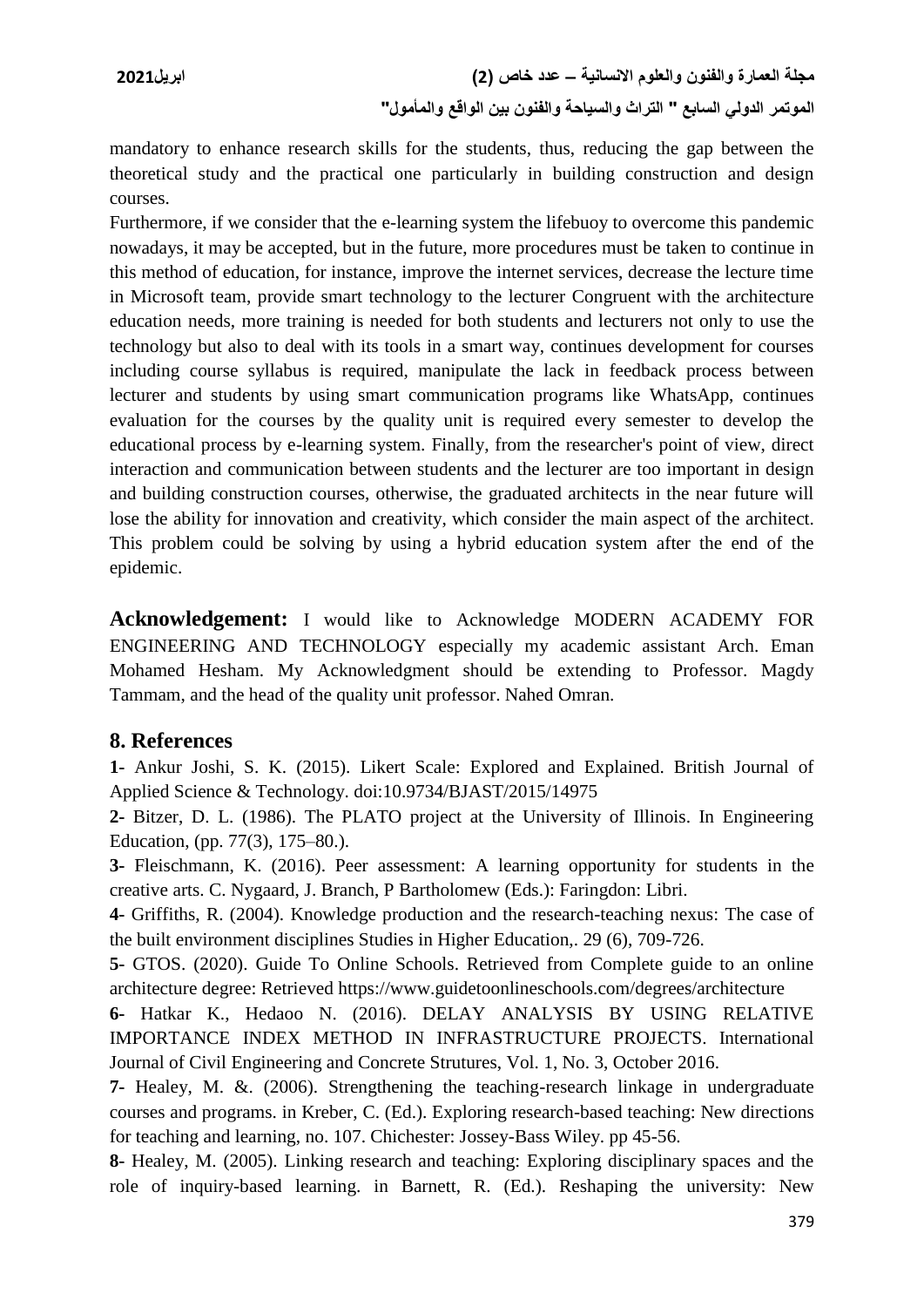mandatory to enhance research skills for the students, thus, reducing the gap between the theoretical study and the practical one particularly in building construction and design courses.

Furthermore, if we consider that the e-learning system the lifebuoy to overcome this pandemic nowadays, it may be accepted, but in the future, more procedures must be taken to continue in this method of education, for instance, improve the internet services, decrease the lecture time in Microsoft team, provide smart technology to the lecturer Congruent with the architecture education needs, more training is needed for both students and lecturers not only to use the technology but also to deal with its tools in a smart way, continues development for courses including course syllabus is required, manipulate the lack in feedback process between lecturer and students by using smart communication programs like WhatsApp, continues evaluation for the courses by the quality unit is required every semester to develop the educational process by e-learning system. Finally, from the researcher's point of view, direct interaction and communication between students and the lecturer are too important in design and building construction courses, otherwise, the graduated architects in the near future will lose the ability for innovation and creativity, which consider the main aspect of the architect. This problem could be solving by using a hybrid education system after the end of the epidemic.

**Acknowledgement:** I would like to Acknowledge MODERN ACADEMY FOR ENGINEERING AND TECHNOLOGY especially my academic assistant Arch. Eman Mohamed Hesham. My Acknowledgment should be extending to Professor. Magdy Tammam, and the head of the quality unit professor. Nahed Omran.

## 8. References

**1-** Ankur Joshi, S. K. (2015). Likert Scale: Explored and Explained. British Journal of Applied Science & Technology. doi:10.9734/BJAST/2015/14975

**2-** Bitzer, D. L. (1986). The PLATO project at the University of Illinois. In Engineering Education, (pp. 77(3), 175–80.).

**3-** Fleischmann, K. (2016). Peer assessment: A learning opportunity for students in the creative arts. C. Nygaard, J. Branch, P Bartholomew (Eds.): Faringdon: Libri.

**4-** Griffiths, R. (2004). Knowledge production and the research-teaching nexus: The case of the built environment disciplines Studies in Higher Education,. 29 (6), 709-726.

**5-** GTOS. (2020). Guide To Online Schools. Retrieved from Complete guide to an online architecture degree: Retrieved https://www.guidetoonlineschools.com/degrees/architecture

**6-** Hatkar K., Hedaoo N. (2016). DELAY ANALYSIS BY USING RELATIVE IMPORTANCE INDEX METHOD IN INFRASTRUCTURE PROJECTS. International Journal of Civil Engineering and Concrete Strutures, Vol. 1, No. 3, October 2016.

**7-** Healey, M. &. (2006). Strengthening the teaching-research linkage in undergraduate courses and programs. in Kreber, C. (Ed.). Exploring research-based teaching: New directions for teaching and learning, no. 107. Chichester: Jossey-Bass Wiley. pp 45-56.

**8-** Healey, M. (2005). Linking research and teaching: Exploring disciplinary spaces and the role of inquiry-based learning. in Barnett, R. (Ed.). Reshaping the university: New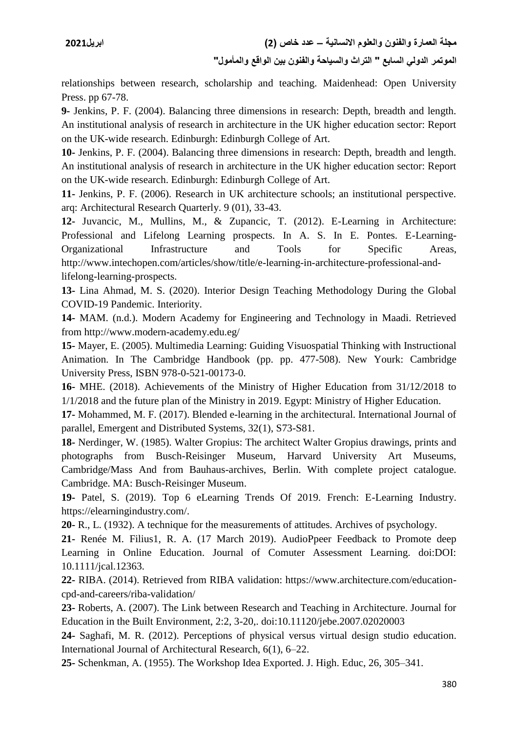relationships between research, scholarship and teaching. Maidenhead: Open University Press. pp 67-78.

**9-** Jenkins, P. F. (2004). Balancing three dimensions in research: Depth, breadth and length. An institutional analysis of research in architecture in the UK higher education sector: Report on the UK-wide research. Edinburgh: Edinburgh College of Art.

**10-** Jenkins, P. F. (2004). Balancing three dimensions in research: Depth, breadth and length. An institutional analysis of research in architecture in the UK higher education sector: Report on the UK-wide research. Edinburgh: Edinburgh College of Art.

**11-** Jenkins, P. F. (2006). Research in UK architecture schools; an institutional perspective. arq: Architectural Research Quarterly. 9 (01), 33-43.

**12-** Juvancic, M., Mullins, M., & Zupancic, T. (2012). E-Learning in Architecture: Professional and Lifelong Learning prospects. In A. S. In E. Pontes. E-Learning-Organizational Infrastructure and Tools for Specific Areas, http://www.intechopen.com/articles/show/title/e-learning-in-architecture-professional-and-lifelong-learning-prospects.

**13-** Lina Ahmad, M. S. (2020). Interior Design Teaching Methodology During the Global COVID-19 Pandemic. Interiority.

**14-** MAM. (n.d.). Modern Academy for Engineering and Technology in Maadi. Retrieved from http://www.modern-academy.edu.eg/

**15-** Mayer, E. (2005). Multimedia Learning: Guiding Visuospatial Thinking with Instructional Animation. In The Cambridge Handbook (pp. pp. 477-508). New Yourk: Cambridge University Press, ISBN 978-0-521-00173-0.

**16-** MHE. (2018). Achievements of the Ministry of Higher Education from 31/12/2018 to 1/1/2018 and the future plan of the Ministry in 2019. Egypt: Ministry of Higher Education.

**17-** Mohammed, M. F. (2017). Blended e-learning in the architectural. International Journal of parallel, Emergent and Distributed Systems, 32(1), S73-S81.

**18-** Nerdinger, W. (1985). Walter Gropius: The architect Walter Gropius drawings, prints and photographs from Busch-Reisinger Museum, Harvard University Art Museums, Cambridge/Mass And from Bauhaus-archives, Berlin. With complete project catalogue. Cambridge. MA: Busch-Reisinger Museum.

**19-** Patel, S. (2019). Top 6 eLearning Trends Of 2019. French: E-Learning Industry. https://elearningindustry.com/.

**20-** R., L. (1932). A technique for the measurements of attitudes. Archives of psychology.

**21-** Renée M. Filius1, R. A. (17 March 2019). AudioPpeer Feedback to Promote deep Learning in Online Education. Journal of Comuter Assessment Learning. doi:DOI: 10.1111/jcal.12363.

**22-** RIBA. (2014). Retrieved from RIBA validation: https://www.architecture.com/education-cpd-and-careers/riba-validation/

**23-** Roberts, A. (2007). The Link between Research and Teaching in Architecture. Journal for Education in the Built Environment, 2:2, 3-20,. doi:10.11120/jebe.2007.02020003

**24-** Saghafi, M. R. (2012). Perceptions of physical versus virtual design studio education. International Journal of Architectural Research, 6(1), 6–22.

**25-** Schenkman, A. (1955). The Workshop Idea Exported. J. High. Educ, 26, 305–341.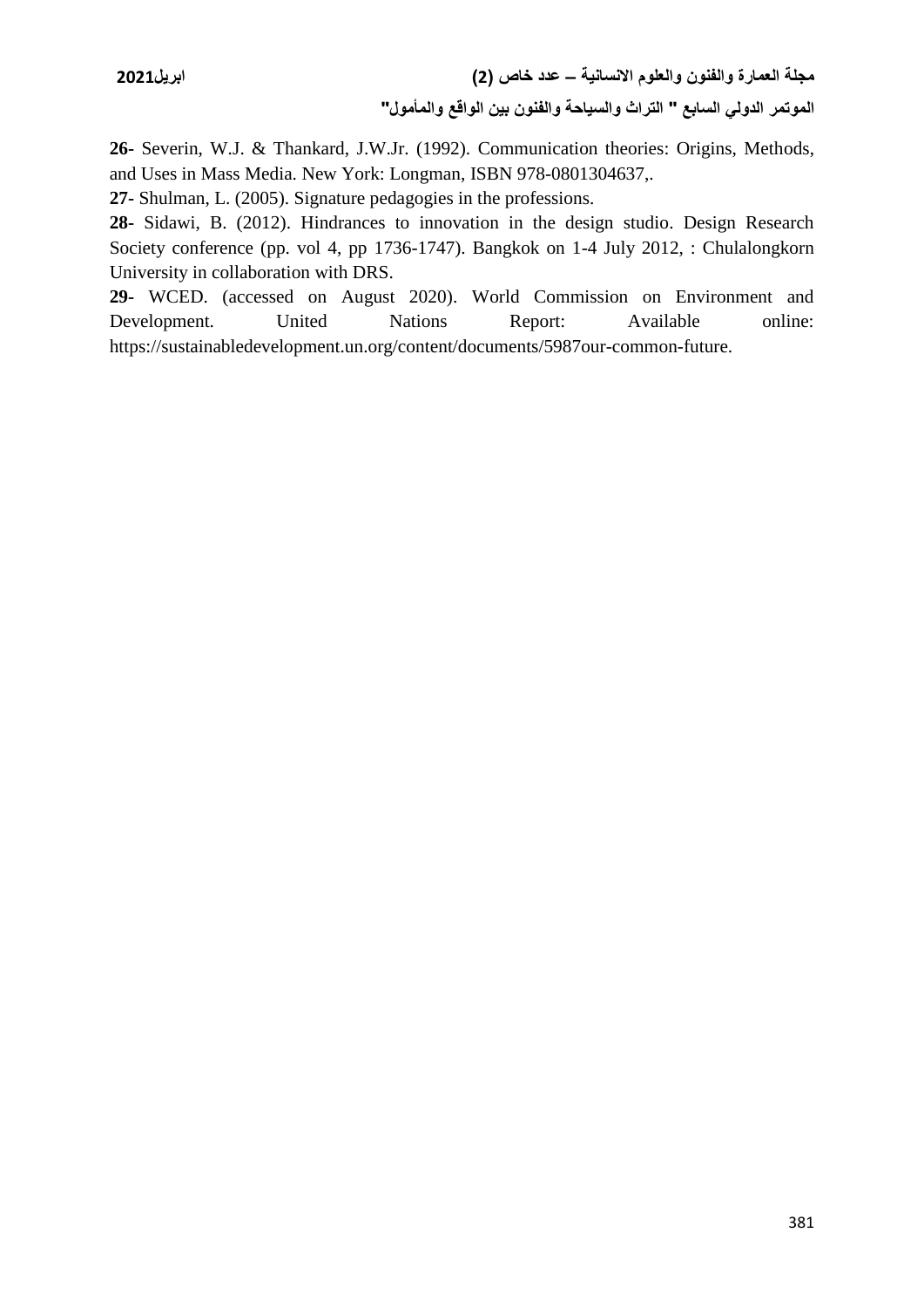**26**- Severin, W.J. & Thankard, J.W.Jr. (1992). Communication theories: Origins, Methods, and Uses in Mass Media. New York: Longman, ISBN 978-0801304637,.

**27**- Shulman, L. (2005). Signature pedagogies in the professions.

**28**- Sidawi, B. (2012). Hindrances to innovation in the design studio. Design Research Society conference (pp. vol 4, pp 1736-1747). Bangkok on 1-4 July 2012, : Chulalongkorn University in collaboration with DRS.

**29**- WCED. (accessed on August 2020). World Commission on Environment and Development. United Nations Report: Available online: https://sustainabledevelopment.un.org/content/documents/5987our-common-future.